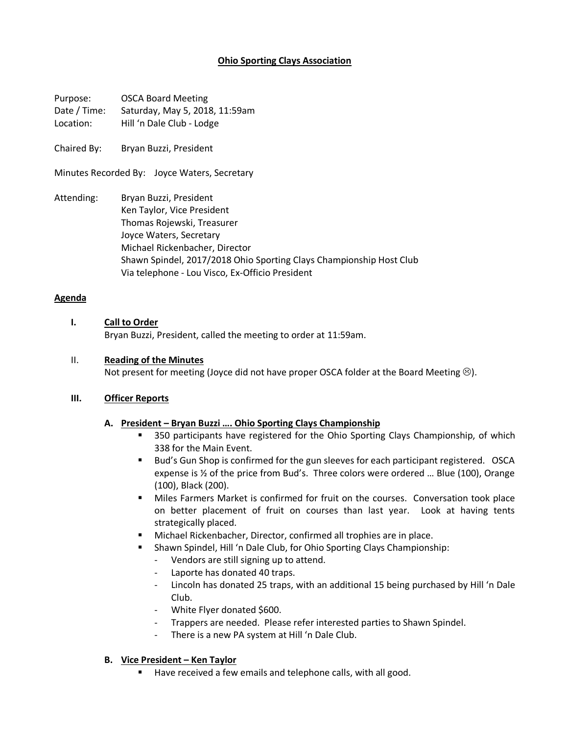# Ohio Sporting Clays Association

Purpose: OSCA Board Meeting
Date / Time: Saturday, May 5, 2018, 11:59am
Location: Hill 'n Dale Club - Lodge

Chaired By: Bryan Buzzi, President

Minutes Recorded By: Joyce Waters, Secretary

Attending: Bryan Buzzi, President
Ken Taylor, Vice President
Thomas Rojewski, Treasurer
Joyce Waters, Secretary
Michael Rickenbacher, Director
Shawn Spindel, 2017/2018 Ohio Sporting Clays Championship Host Club
Via telephone - Lou Visco, Ex-Officio President

## Agenda

### I. Call to Order

Bryan Buzzi, President, called the meeting to order at 11:59am.

### II. Reading of the Minutes

Not present for meeting (Joyce did not have proper OSCA folder at the Board Meeting ☹).

### III. Officer Reports

#### A. President – Bryan Buzzi …. Ohio Sporting Clays Championship

- 350 participants have registered for the Ohio Sporting Clays Championship, of which 338 for the Main Event.
- Bud's Gun Shop is confirmed for the gun sleeves for each participant registered. OSCA expense is ½ of the price from Bud's. Three colors were ordered … Blue (100), Orange (100), Black (200).
- Miles Farmers Market is confirmed for fruit on the courses. Conversation took place on better placement of fruit on courses than last year. Look at having tents strategically placed.
- Michael Rickenbacher, Director, confirmed all trophies are in place.
- Shawn Spindel, Hill 'n Dale Club, for Ohio Sporting Clays Championship:
  - Vendors are still signing up to attend.
  - Laporte has donated 40 traps.
  - Lincoln has donated 25 traps, with an additional 15 being purchased by Hill 'n Dale Club.
  - White Flyer donated $600.
  - Trappers are needed. Please refer interested parties to Shawn Spindel.
  - There is a new PA system at Hill 'n Dale Club.

#### B. Vice President – Ken Taylor

- Have received a few emails and telephone calls, with all good.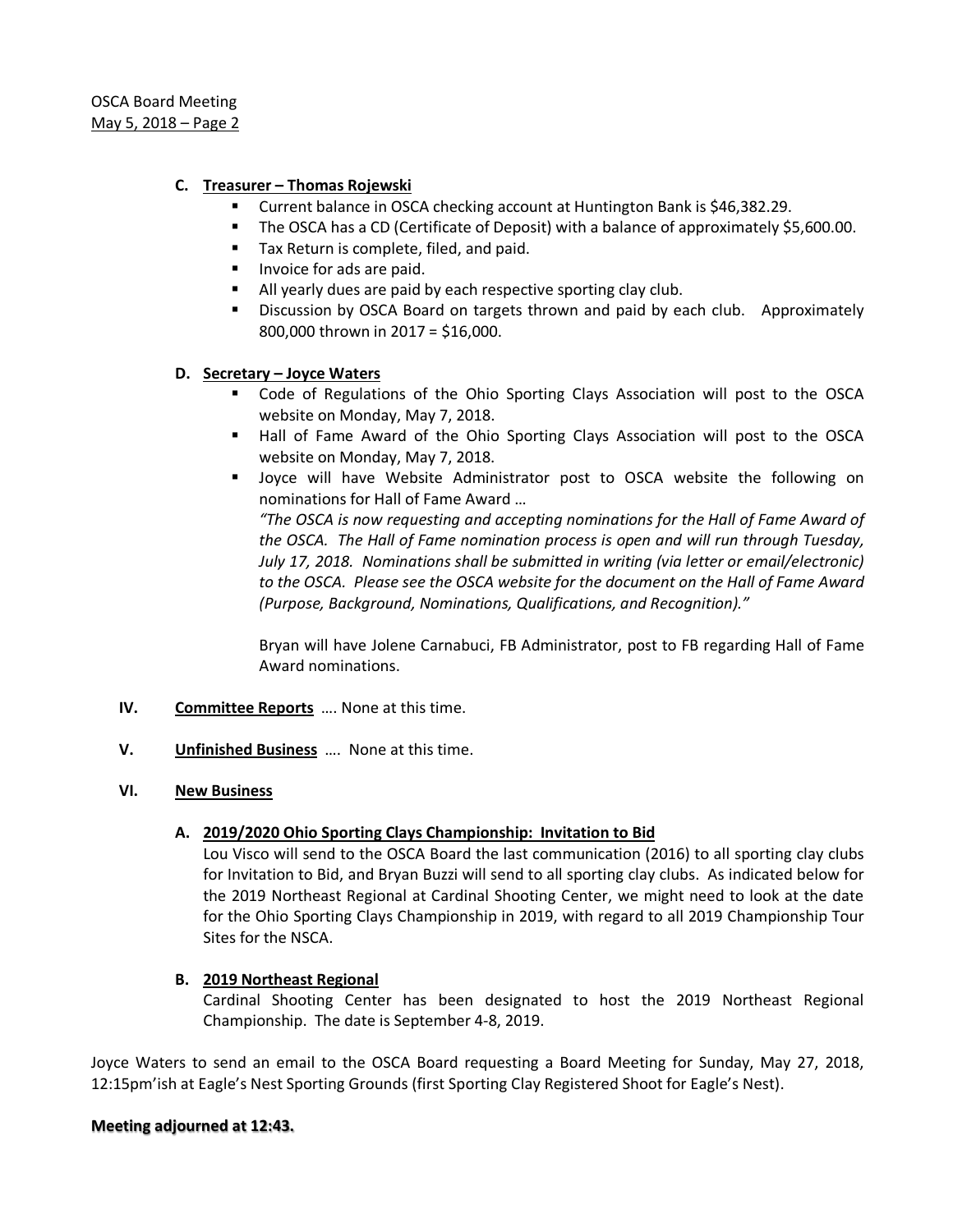### C. Treasurer – Thomas Rojewski

- Current balance in OSCA checking account at Huntington Bank is $46,382.29.
- The OSCA has a CD (Certificate of Deposit) with a balance of approximately $5,600.00.
- Tax Return is complete, filed, and paid.
- Invoice for ads are paid.
- All yearly dues are paid by each respective sporting clay club.
- Discussion by OSCA Board on targets thrown and paid by each club. Approximately 800,000 thrown in 2017 = $16,000.

### D. Secretary – Joyce Waters

- Code of Regulations of the Ohio Sporting Clays Association will post to the OSCA website on Monday, May 7, 2018.
- Hall of Fame Award of the Ohio Sporting Clays Association will post to the OSCA website on Monday, May 7, 2018.
- Joyce will have Website Administrator post to OSCA website the following on nominations for Hall of Fame Award …
  *"The OSCA is now requesting and accepting nominations for the Hall of Fame Award of the OSCA. The Hall of Fame nomination process is open and will run through Tuesday, July 17, 2018. Nominations shall be submitted in writing (via letter or email/electronic) to the OSCA. Please see the OSCA website for the document on the Hall of Fame Award (Purpose, Background, Nominations, Qualifications, and Recognition)."*

  Bryan will have Jolene Carnabuci, FB Administrator, post to FB regarding Hall of Fame Award nominations.

## IV. Committee Reports …. None at this time.

## V. Unfinished Business …. None at this time.

## VI. New Business

### A. 2019/2020 Ohio Sporting Clays Championship: Invitation to Bid

Lou Visco will send to the OSCA Board the last communication (2016) to all sporting clay clubs for Invitation to Bid, and Bryan Buzzi will send to all sporting clay clubs. As indicated below for the 2019 Northeast Regional at Cardinal Shooting Center, we might need to look at the date for the Ohio Sporting Clays Championship in 2019, with regard to all 2019 Championship Tour Sites for the NSCA.

### B. 2019 Northeast Regional

Cardinal Shooting Center has been designated to host the 2019 Northeast Regional Championship. The date is September 4-8, 2019.

Joyce Waters to send an email to the OSCA Board requesting a Board Meeting for Sunday, May 27, 2018, 12:15pm'ish at Eagle's Nest Sporting Grounds (first Sporting Clay Registered Shoot for Eagle's Nest).

**Meeting adjourned at 12:43.**